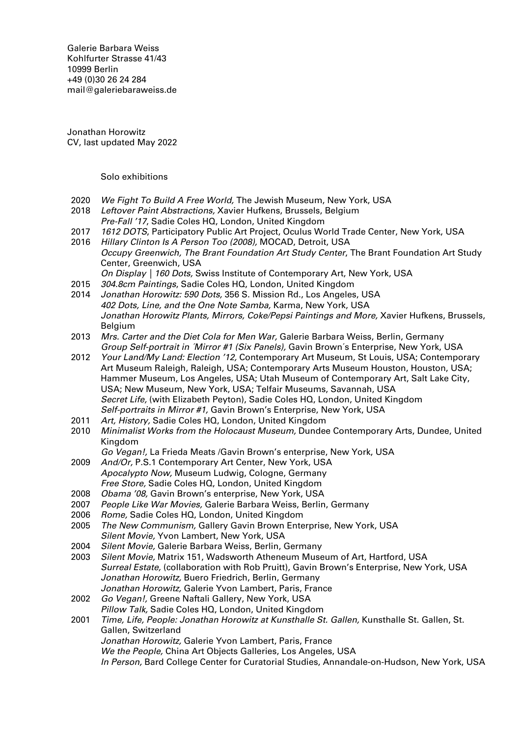Galerie Barbara Weiss
Kohlfurter Strasse 41/43
10999 Berlin
+49 (0)30 26 24 284
mail@galeriebaraweiss.de

Jonathan Horowitz
CV, last updated May 2022

## Solo exhibitions

2020 *We Fight To Build A Free World,* The Jewish Museum, New York, USA

2018 *Leftover Paint Abstractions,* Xavier Hufkens, Brussels, Belgium
*Pre-Fall '17*, Sadie Coles HQ, London, United Kingdom

2017 *1612 DOTS*, Participatory Public Art Project, Oculus World Trade Center, New York, USA

2016 *Hillary Clinton Is A Person Too (2008),* MOCAD, Detroit, USA
*Occupy Greenwich, The Brant Foundation Art Study Center*, The Brant Foundation Art Study Center, Greenwich, USA
*On Display | 160 Dots,* Swiss Institute of Contemporary Art, New York, USA

2015 *304.8cm Paintings*, Sadie Coles HQ, London, United Kingdom

2014 *Jonathan Horowitz: 590 Dots,* 356 S. Mission Rd., Los Angeles, USA
*402 Dots, Line, and the One Note Samba,* Karma, New York, USA
*Jonathan Horowitz Plants, Mirrors, Coke/Pepsi Paintings and More,* Xavier Hufkens, Brussels, Belgium

2013 *Mrs. Carter and the Diet Cola for Men War,* Galerie Barbara Weiss, Berlin, Germany
*Group Self-portrait in ´Mirror #1 (Six Panels),* Gavin Brown´s Enterprise, New York, USA

2012 *Your Land/My Land: Election '12,* Contemporary Art Museum, St Louis, USA; Contemporary Art Museum Raleigh, Raleigh, USA; Contemporary Arts Museum Houston, Houston, USA; Hammer Museum, Los Angeles, USA; Utah Museum of Contemporary Art, Salt Lake City, USA; New Museum, New York, USA; Telfair Museums, Savannah, USA
*Secret Life,* (with Elizabeth Peyton), Sadie Coles HQ, London, United Kingdom
*Self-portraits in Mirror #1,* Gavin Brown's Enterprise, New York, USA

2011 *Art, History,* Sadie Coles HQ, London, United Kingdom

2010 *Minimalist Works from the Holocaust Museum,* Dundee Contemporary Arts, Dundee, United Kingdom
*Go Vegan!,* La Frieda Meats /Gavin Brown's enterprise, New York, USA

2009 *And/Or,* P.S.1 Contemporary Art Center, New York, USA
*Apocalypto Now,* Museum Ludwig, Cologne, Germany
*Free Store,* Sadie Coles HQ, London, United Kingdom

2008 *Obama '08,* Gavin Brown's enterprise, New York, USA

2007 *People Like War Movies,* Galerie Barbara Weiss, Berlin, Germany

2006 *Rome,* Sadie Coles HQ, London, United Kingdom

2005 *The New Communism,* Gallery Gavin Brown Enterprise, New York, USA
*Silent Movie,* Yvon Lambert, New York, USA

2004 *Silent Movie,* Galerie Barbara Weiss, Berlin, Germany

2003 *Silent Movie,* Matrix 151, Wadsworth Atheneum Museum of Art, Hartford, USA
*Surreal Estate,* (collaboration with Rob Pruitt), Gavin Brown's Enterprise, New York, USA
*Jonathan Horowitz,* Buero Friedrich, Berlin, Germany
*Jonathan Horowitz,* Galerie Yvon Lambert, Paris, France

2002 *Go Vegan!,* Greene Naftali Gallery, New York, USA
*Pillow Talk,* Sadie Coles HQ, London, United Kingdom

2001 *Time, Life, People: Jonathan Horowitz at Kunsthalle St. Gallen,* Kunsthalle St. Gallen, St. Gallen, Switzerland
*Jonathan Horowitz,* Galerie Yvon Lambert, Paris, France
*We the People,* China Art Objects Galleries, Los Angeles, USA
*In Person,* Bard College Center for Curatorial Studies, Annandale-on-Hudson, New York, USA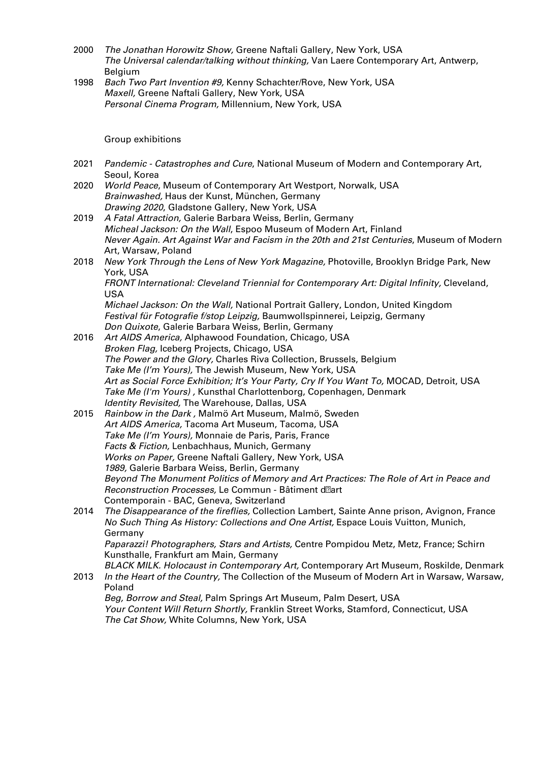2000 *The Jonathan Horowitz Show,* Greene Naftali Gallery, New York, USA
*The Universal calendar/talking without thinking,* Van Laere Contemporary Art, Antwerp, Belgium

1998 *Bach Two Part Invention #9,* Kenny Schachter/Rove, New York, USA
*Maxell,* Greene Naftali Gallery, New York, USA
*Personal Cinema Program,* Millennium, New York, USA

## Group exhibitions

2021 *Pandemic - Catastrophes and Cure*, National Museum of Modern and Contemporary Art, Seoul, Korea

2020 *World Peace*, Museum of Contemporary Art Westport, Norwalk, USA
*Brainwashed,* Haus der Kunst, München, Germany
*Drawing 2020*, Gladstone Gallery, New York, USA

2019 *A Fatal Attraction,* Galerie Barbara Weiss, Berlin, Germany
*Micheal Jackson: On the Wall*, Espoo Museum of Modern Art, Finland
*Never Again. Art Against War and Facism in the 20th and 21st Centuries*, Museum of Modern Art, Warsaw, Poland

2018 *New York Through the Lens of New York Magazine,* Photoville, Brooklyn Bridge Park, New York, USA
*FRONT International: Cleveland Triennial for Contemporary Art: Digital Infinity,* Cleveland, USA
*Michael Jackson: On the Wall,* National Portrait Gallery, London, United Kingdom
*Festival für Fotografie f/stop Leipzig,* Baumwollspinnerei, Leipzig, Germany
*Don Quixote*, Galerie Barbara Weiss, Berlin, Germany

2016 *Art AIDS America,* Alphawood Foundation, Chicago, USA
*Broken Flag,* Iceberg Projects, Chicago, USA
*The Power and the Glory,* Charles Riva Collection, Brussels, Belgium
*Take Me (I'm Yours),* The Jewish Museum, New York, USA
*Art as Social Force Exhibition; It's Your Party, Cry If You Want To,* MOCAD, Detroit, USA
*Take Me (I'm Yours) ,* Kunsthal Charlottenborg, Copenhagen, Denmark
*Identity Revisited,* The Warehouse, Dallas, USA

2015 *Rainbow in the Dark ,* Malmö Art Museum, Malmö, Sweden
*Art AIDS America,* Tacoma Art Museum, Tacoma, USA
*Take Me (I'm Yours),* Monnaie de Paris, Paris, France
*Facts & Fiction,* Lenbachhaus, Munich, Germany
*Works on Paper,* Greene Naftali Gallery, New York, USA
*1989,* Galerie Barbara Weiss, Berlin, Germany
*Beyond The Monument Politics of Memory and Art Practices: The Role of Art in Peace and Reconstruction Processes,* Le Commun - Bâtiment d'art Contemporain - BAC, Geneva, Switzerland

2014 *The Disappearance of the fireflies,* Collection Lambert, Sainte Anne prison, Avignon, France
*No Such Thing As History: Collections and One Artist,* Espace Louis Vuitton, Munich, Germany
*Paparazzi! Photographers, Stars and Artists,* Centre Pompidou Metz, Metz, France; Schirn Kunsthalle, Frankfurt am Main, Germany
*BLACK MILK. Holocaust in Contemporary Art,* Contemporary Art Museum, Roskilde, Denmark

2013 *In the Heart of the Country,* The Collection of the Museum of Modern Art in Warsaw, Warsaw, Poland
*Beg, Borrow and Steal,* Palm Springs Art Museum, Palm Desert, USA
*Your Content Will Return Shortly,* Franklin Street Works, Stamford, Connecticut, USA
*The Cat Show,* White Columns, New York, USA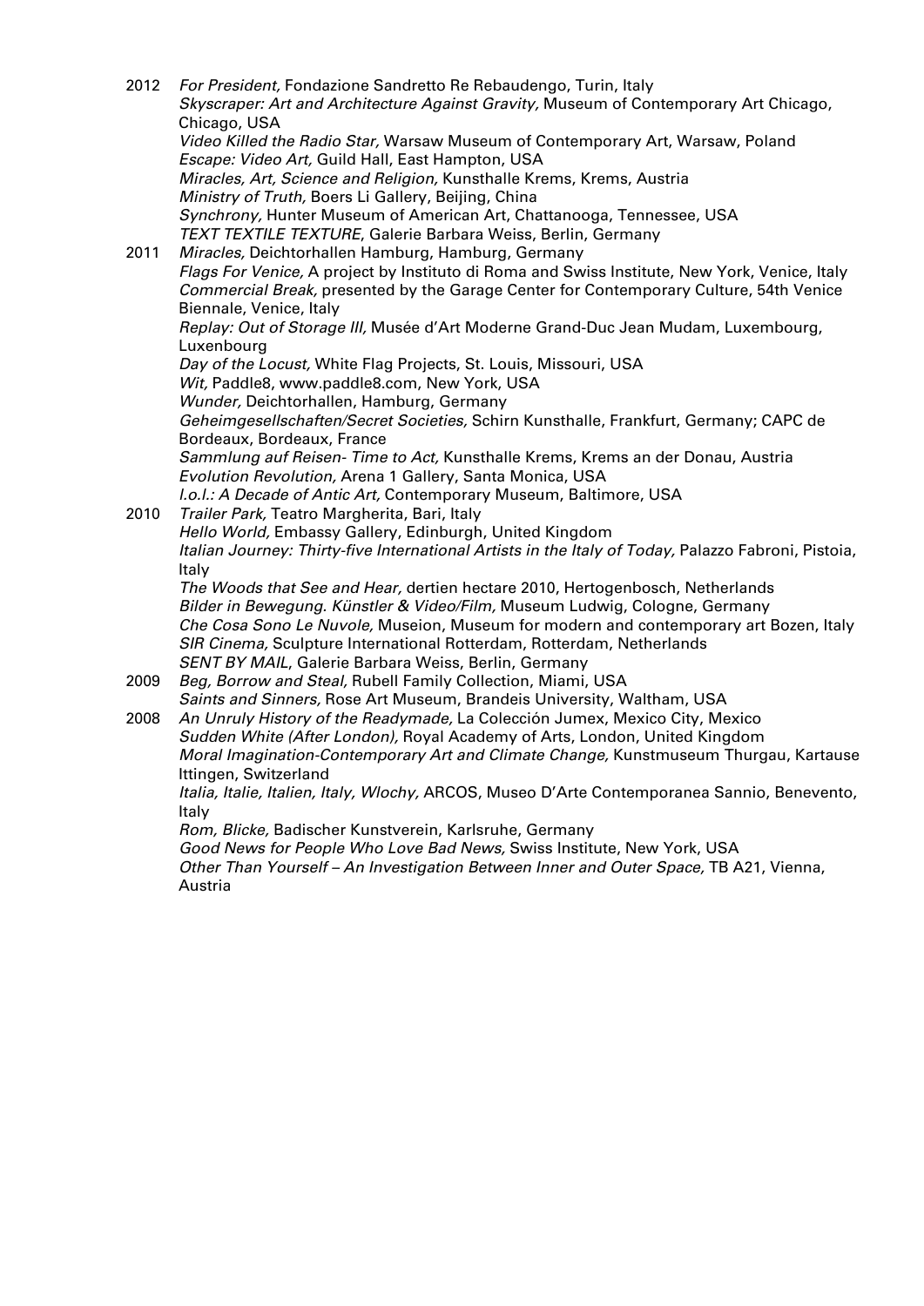2012 *For President,* Fondazione Sandretto Re Rebaudengo, Turin, Italy
*Skyscraper: Art and Architecture Against Gravity,* Museum of Contemporary Art Chicago, Chicago, USA
*Video Killed the Radio Star,* Warsaw Museum of Contemporary Art, Warsaw, Poland
*Escape: Video Art,* Guild Hall, East Hampton, USA
*Miracles, Art, Science and Religion,* Kunsthalle Krems, Krems, Austria
*Ministry of Truth,* Boers Li Gallery, Beijing, China
*Synchrony,* Hunter Museum of American Art, Chattanooga, Tennessee, USA
*TEXT TEXTILE TEXTURE*, Galerie Barbara Weiss, Berlin, Germany

2011 *Miracles,* Deichtorhallen Hamburg, Hamburg, Germany
*Flags For Venice,* A project by Instituto di Roma and Swiss Institute, New York, Venice, Italy
*Commercial Break,* presented by the Garage Center for Contemporary Culture, 54th Venice Biennale, Venice, Italy
*Replay: Out of Storage III,* Musée d'Art Moderne Grand-Duc Jean Mudam, Luxembourg, Luxenbourg
*Day of the Locust,* White Flag Projects, St. Louis, Missouri, USA
*Wit,* Paddle8, www.paddle8.com, New York, USA
*Wunder,* Deichtorhallen, Hamburg, Germany
*Geheimgesellschaften/Secret Societies,* Schirn Kunsthalle, Frankfurt, Germany; CAPC de Bordeaux, Bordeaux, France
*Sammlung auf Reisen- Time to Act,* Kunsthalle Krems, Krems an der Donau, Austria
*Evolution Revolution,* Arena 1 Gallery, Santa Monica, USA
*l.o.l.: A Decade of Antic Art,* Contemporary Museum, Baltimore, USA

2010 *Trailer Park,* Teatro Margherita, Bari, Italy
*Hello World,* Embassy Gallery, Edinburgh, United Kingdom
*Italian Journey: Thirty-five International Artists in the Italy of Today,* Palazzo Fabroni, Pistoia, Italy
*The Woods that See and Hear,* dertien hectare 2010, Hertogenbosch, Netherlands
*Bilder in Bewegung. Künstler & Video/Film,* Museum Ludwig, Cologne, Germany
*Che Cosa Sono Le Nuvole,* Museion, Museum for modern and contemporary art Bozen, Italy
*SIR Cinema,* Sculpture International Rotterdam, Rotterdam, Netherlands
*SENT BY MAIL*, Galerie Barbara Weiss, Berlin, Germany

2009 *Beg, Borrow and Steal,* Rubell Family Collection, Miami, USA
*Saints and Sinners,* Rose Art Museum, Brandeis University, Waltham, USA

2008 *An Unruly History of the Readymade,* La Colección Jumex, Mexico City, Mexico
*Sudden White (After London),* Royal Academy of Arts, London, United Kingdom
*Moral Imagination-Contemporary Art and Climate Change,* Kunstmuseum Thurgau, Kartause Ittingen, Switzerland
*Italia, Italie, Italien, Italy, Wlochy,* ARCOS, Museo D'Arte Contemporanea Sannio, Benevento, Italy
*Rom, Blicke,* Badischer Kunstverein, Karlsruhe, Germany
*Good News for People Who Love Bad News,* Swiss Institute, New York, USA
*Other Than Yourself – An Investigation Between Inner and Outer Space,* TB A21, Vienna, Austria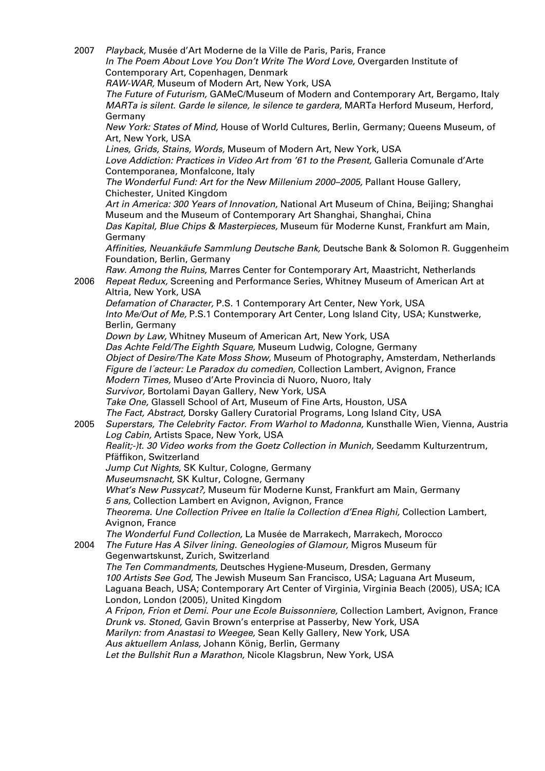2007 *Playback,* Musée d'Art Moderne de la Ville de Paris, Paris, France
*In The Poem About Love You Don't Write The Word Love,* Overgarden Institute of Contemporary Art, Copenhagen, Denmark
*RAW-WAR,* Museum of Modern Art, New York, USA
*The Future of Futurism,* GAMeC/Museum of Modern and Contemporary Art, Bergamo, Italy
*MARTa is silent. Garde le silence, le silence te gardera,* MARTa Herford Museum, Herford, Germany
*New York: States of Mind,* House of World Cultures, Berlin, Germany; Queens Museum, of Art, New York, USA
*Lines, Grids, Stains, Words,* Museum of Modern Art, New York, USA
*Love Addiction: Practices in Video Art from '61 to the Present,* Galleria Comunale d'Arte Contemporanea, Monfalcone, Italy
*The Wonderful Fund: Art for the New Millenium 2000–2005,* Pallant House Gallery, Chichester, United Kingdom
*Art in America: 300 Years of Innovation,* National Art Museum of China, Beijing; Shanghai Museum and the Museum of Contemporary Art Shanghai, Shanghai, China
*Das Kapital, Blue Chips & Masterpieces,* Museum für Moderne Kunst, Frankfurt am Main, Germany
*Affinities, Neuankäufe Sammlung Deutsche Bank,* Deutsche Bank & Solomon R. Guggenheim Foundation, Berlin, Germany
*Raw. Among the Ruins,* Marres Center for Contemporary Art, Maastricht, Netherlands

2006 *Repeat Redux,* Screening and Performance Series, Whitney Museum of American Art at Altria, New York, USA
*Defamation of Character,* P.S. 1 Contemporary Art Center, New York, USA
*Into Me/Out of Me,* P.S.1 Contemporary Art Center, Long Island City, USA; Kunstwerke, Berlin, Germany
*Down by Law,* Whitney Museum of American Art, New York, USA
*Das Achte Feld/The Eighth Square,* Museum Ludwig, Cologne, Germany
*Object of Desire/The Kate Moss Show,* Museum of Photography, Amsterdam, Netherlands
*Figure de l´acteur: Le Paradox du comedien,* Collection Lambert, Avignon, France
*Modern Times,* Museo d'Arte Provincia di Nuoro, Nuoro, Italy
*Survivor,* Bortolami Dayan Gallery, New York, USA
*Take One,* Glassell School of Art, Museum of Fine Arts, Houston, USA
*The Fact, Abstract,* Dorsky Gallery Curatorial Programs, Long Island City, USA

2005 *Superstars, The Celebrity Factor. From Warhol to Madonna,* Kunsthalle Wien, Vienna, Austria
*Log Cabin,* Artists Space, New York, USA
*Realit;-)t. 30 Video works from the Goetz Collection in Munich,* Seedamm Kulturzentrum, Pfäffikon, Switzerland
*Jump Cut Nights,* SK Kultur, Cologne, Germany
*Museumsnacht,* SK Kultur, Cologne, Germany
*What's New Pussycat?,* Museum für Moderne Kunst, Frankfurt am Main, Germany
*5 ans,* Collection Lambert en Avignon, Avignon, France
*Theorema. Une Collection Privee en Italie la Collection d'Enea Righi,* Collection Lambert, Avignon, France
*The Wonderful Fund Collection,* La Musée de Marrakech, Marrakech, Morocco

2004 *The Future Has A Silver lining. Geneologies of Glamour,* Migros Museum für Gegenwartskunst, Zurich, Switzerland
*The Ten Commandments,* Deutsches Hygiene-Museum, Dresden, Germany
*100 Artists See God,* The Jewish Museum San Francisco, USA; Laguana Art Museum, Laguana Beach, USA; Contemporary Art Center of Virginia, Virginia Beach (2005), USA; ICA London, London (2005), United Kingdom
*A Fripon, Frion et Demi. Pour une Ecole Buissonniere,* Collection Lambert, Avignon, France
*Drunk vs. Stoned,* Gavin Brown's enterprise at Passerby, New York, USA
*Marilyn: from Anastasi to Weegee,* Sean Kelly Gallery, New York, USA
*Aus aktuellem Anlass,* Johann König, Berlin, Germany
*Let the Bullshit Run a Marathon,* Nicole Klagsbrun, New York, USA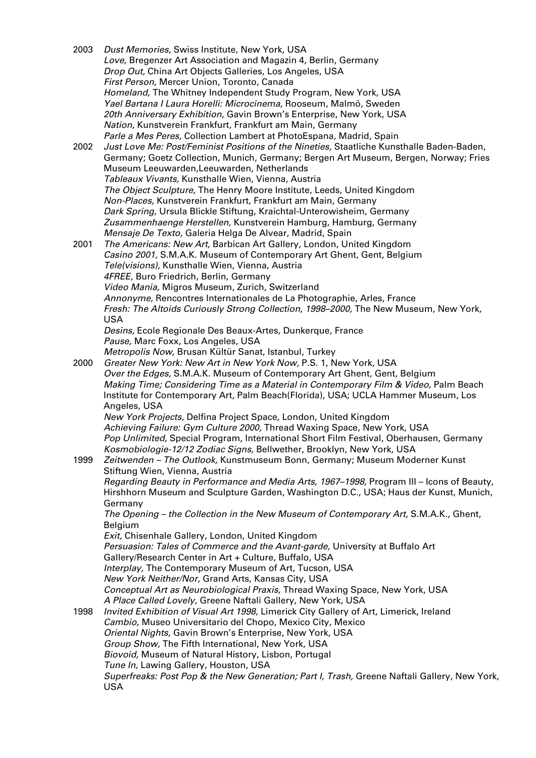2003 *Dust Memories,* Swiss Institute, New York, USA
*Love,* Bregenzer Art Association and Magazin 4, Berlin, Germany
*Drop Out,* China Art Objects Galleries, Los Angeles, USA
*First Person,* Mercer Union, Toronto, Canada
*Homeland,* The Whitney Independent Study Program, New York, USA
*Yael Bartana I Laura Horelli: Microcinema,* Rooseum, Malmö, Sweden
*20th Anniversary Exhibition,* Gavin Brown's Enterprise, New York, USA
*Nation,* Kunstverein Frankfurt, Frankfurt am Main, Germany
*Parle a Mes Peres,* Collection Lambert at PhotoEspana, Madrid, Spain

2002 *Just Love Me: Post/Feminist Positions of the Nineties,* Staatliche Kunsthalle Baden-Baden, Germany; Goetz Collection, Munich, Germany; Bergen Art Museum, Bergen, Norway; Fries Museum Leeuwarden,Leeuwarden, Netherlands
*Tableaux Vivants,* Kunsthalle Wien, Vienna, Austria
*The Object Sculpture,* The Henry Moore Institute, Leeds, United Kingdom
*Non-Places,* Kunstverein Frankfurt, Frankfurt am Main, Germany
*Dark Spring,* Ursula Blickle Stiftung, Kraichtal-Unterowisheim, Germany
*Zusammenhaenge Herstellen,* Kunstverein Hamburg, Hamburg, Germany
*Mensaje De Texto,* Galeria Helga De Alvear, Madrid, Spain

2001 *The Americans: New Art,* Barbican Art Gallery, London, United Kingdom
*Casino 2001,* S.M.A.K. Museum of Contemporary Art Ghent, Gent, Belgium
*Tele(visions),* Kunsthalle Wien, Vienna, Austria
*4FREE,* Buro Friedrich, Berlin, Germany
*Video Mania,* Migros Museum, Zurich, Switzerland
*Annonyme,* Rencontres Internationales de La Photographie, Arles, France
*Fresh: The Altoids Curiously Strong Collection, 1998–2000,* The New Museum, New York, USA
*Desins,* Ecole Regionale Des Beaux-Artes, Dunkerque, France
*Pause,* Marc Foxx, Los Angeles, USA
*Metropolis Now,* Brusan Kültür Sanat, Istanbul, Turkey

2000 *Greater New York: New Art in New York Now,* P.S. 1, New York, USA
*Over the Edges,* S.M.A.K. Museum of Contemporary Art Ghent, Gent, Belgium
*Making Time; Considering Time as a Material in Contemporary Film & Video,* Palm Beach Institute for Contemporary Art, Palm Beach(Florida), USA; UCLA Hammer Museum, Los Angeles, USA
*New York Projects,* Delfina Project Space, London, United Kingdom
*Achieving Failure: Gym Culture 2000,* Thread Waxing Space, New York, USA
*Pop Unlimited,* Special Program, International Short Film Festival, Oberhausen, Germany
*Kosmobiologie-12/12 Zodiac Signs,* Bellwether, Brooklyn, New York, USA

1999 *Zeitwenden – The Outlook,* Kunstmuseum Bonn, Germany; Museum Moderner Kunst Stiftung Wien, Vienna, Austria
*Regarding Beauty in Performance and Media Arts, 1967–1998,* Program III – Icons of Beauty, Hirshhorn Museum and Sculpture Garden, Washington D.C., USA; Haus der Kunst, Munich, Germany
*The Opening – the Collection in the New Museum of Contemporary Art,* S.M.A.K., Ghent, Belgium
*Exit,* Chisenhale Gallery, London, United Kingdom
*Persuasion: Tales of Commerce and the Avant-garde,* University at Buffalo Art Gallery/Research Center in Art + Culture, Buffalo, USA
*Interplay,* The Contemporary Museum of Art, Tucson, USA
*New York Neither/Nor,* Grand Arts, Kansas City, USA
*Conceptual Art as Neurobiological Praxis,* Thread Waxing Space, New York, USA
*A Place Called Lovely,* Greene Naftali Gallery, New York, USA

1998 *Invited Exhibition of Visual Art 1998,* Limerick City Gallery of Art, Limerick, Ireland
*Cambio,* Museo Universitario del Chopo, Mexico City, Mexico
*Oriental Nights,* Gavin Brown's Enterprise, New York, USA
*Group Show,* The Fifth International, New York, USA
*Biovoid,* Museum of Natural History, Lisbon, Portugal
*Tune In,* Lawing Gallery, Houston, USA
*Superfreaks: Post Pop & the New Generation; Part I, Trash,* Greene Naftali Gallery, New York, USA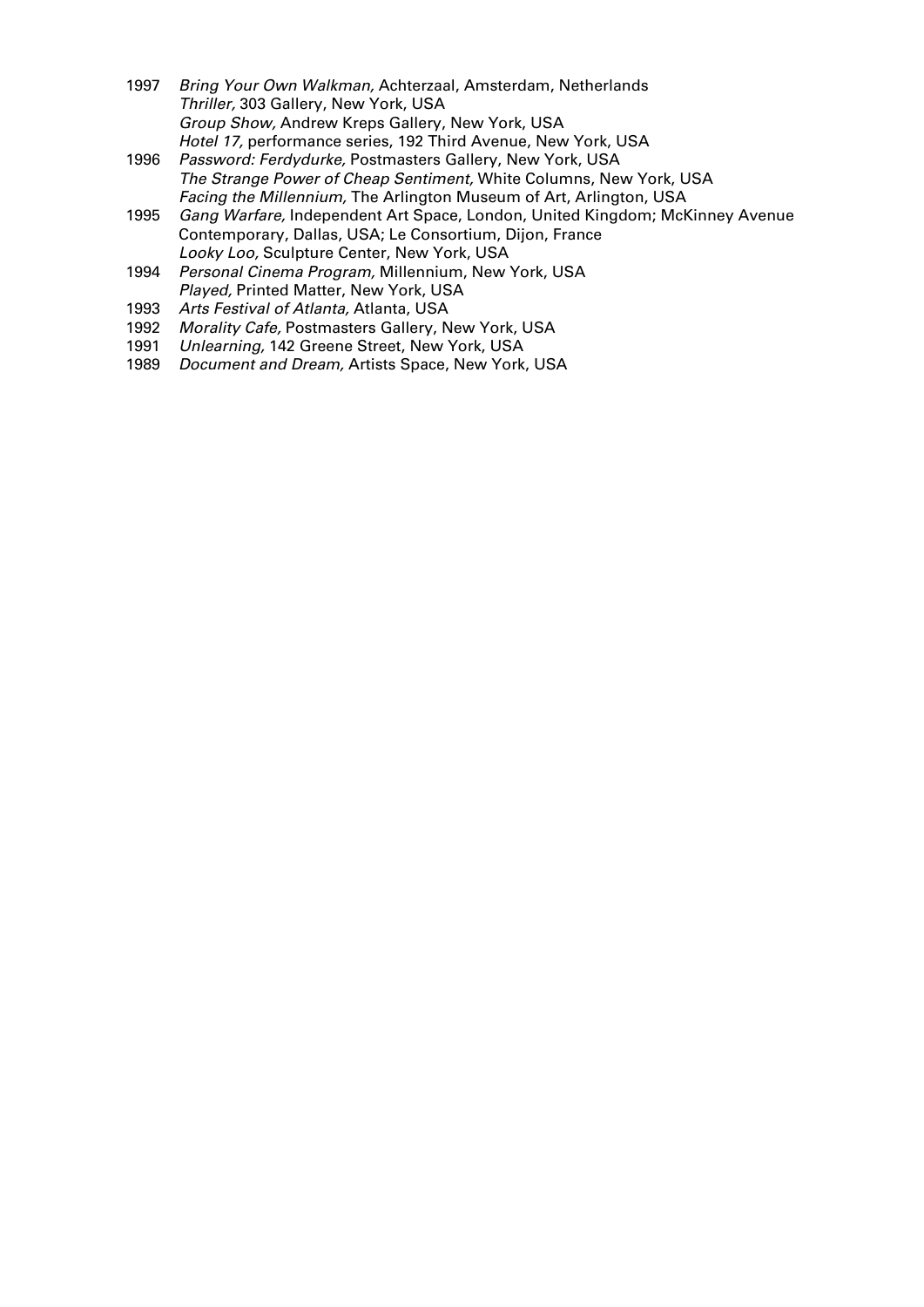1997 *Bring Your Own Walkman,* Achterzaal, Amsterdam, Netherlands
*Thriller,* 303 Gallery, New York, USA
*Group Show,* Andrew Kreps Gallery, New York, USA
*Hotel 17,* performance series, 192 Third Avenue, New York, USA

1996 *Password: Ferdydurke,* Postmasters Gallery, New York, USA
*The Strange Power of Cheap Sentiment,* White Columns, New York, USA
*Facing the Millennium,* The Arlington Museum of Art, Arlington, USA

1995 *Gang Warfare,* Independent Art Space, London, United Kingdom; McKinney Avenue Contemporary, Dallas, USA; Le Consortium, Dijon, France
*Looky Loo,* Sculpture Center, New York, USA

1994 *Personal Cinema Program,* Millennium, New York, USA
*Played,* Printed Matter, New York, USA

1993 *Arts Festival of Atlanta,* Atlanta, USA

1992 *Morality Cafe,* Postmasters Gallery, New York, USA

1991 *Unlearning,* 142 Greene Street, New York, USA

1989 *Document and Dream,* Artists Space, New York, USA